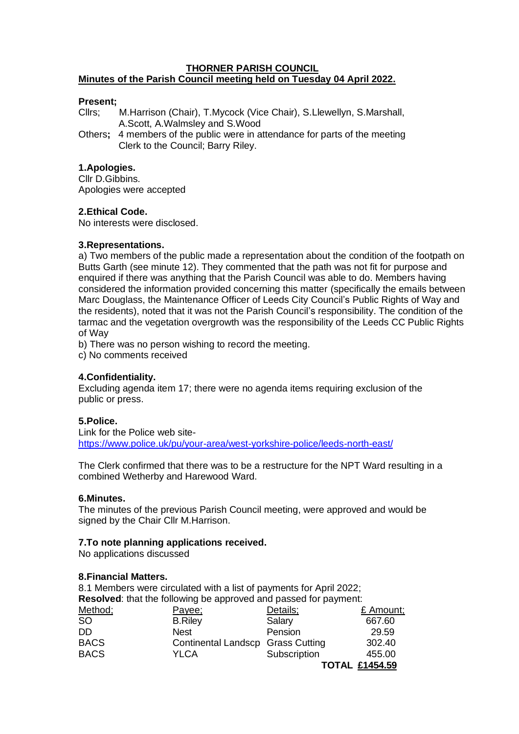# THORNER PARISH COUNCIL

## Minutes of the Parish Council meeting held on Tuesday 04 April 2022.

**Present;**

Cllrs; M.Harrison (Chair), T.Mycock (Vice Chair), S.Llewellyn, S.Marshall, A.Scott, A.Walmsley and S.Wood

Others**;** 4 members of the public were in attendance for parts of the meeting Clerk to the Council; Barry Riley.

### 1.Apologies.

Cllr D.Gibbins.
Apologies were accepted

### 2.Ethical Code.

No interests were disclosed.

### 3.Representations.

a) Two members of the public made a representation about the condition of the footpath on Butts Garth (see minute 12). They commented that the path was not fit for purpose and enquired if there was anything that the Parish Council was able to do. Members having considered the information provided concerning this matter (specifically the emails between Marc Douglass, the Maintenance Officer of Leeds City Council's Public Rights of Way and the residents), noted that it was not the Parish Council's responsibility. The condition of the tarmac and the vegetation overgrowth was the responsibility of the Leeds CC Public Rights of Way

b) There was no person wishing to record the meeting.

c) No comments received

### 4.Confidentiality.

Excluding agenda item 17; there were no agenda items requiring exclusion of the public or press.

### 5.Police.

Link for the Police web site-
https://www.police.uk/pu/your-area/west-yorkshire-police/leeds-north-east/

The Clerk confirmed that there was to be a restructure for the NPT Ward resulting in a combined Wetherby and Harewood Ward.

### 6.Minutes.

The minutes of the previous Parish Council meeting, were approved and would be signed by the Chair Cllr M.Harrison.

### 7.To note planning applications received.

No applications discussed

### 8.Financial Matters.

8.1 Members were circulated with a list of payments for April 2022;
**Resolved**: that the following be approved and passed for payment:

| Method; | Payee; | Details; | £ Amount; |
|---|---|---|---|
| SO | B.Riley | Salary | 667.60 |
| DD | Nest | Pension | 29.59 |
| BACS | Continental Landscp | Grass Cutting | 302.40 |
| BACS | YLCA | Subscription | 455.00 |
| | | **TOTAL** | **£1454.59** |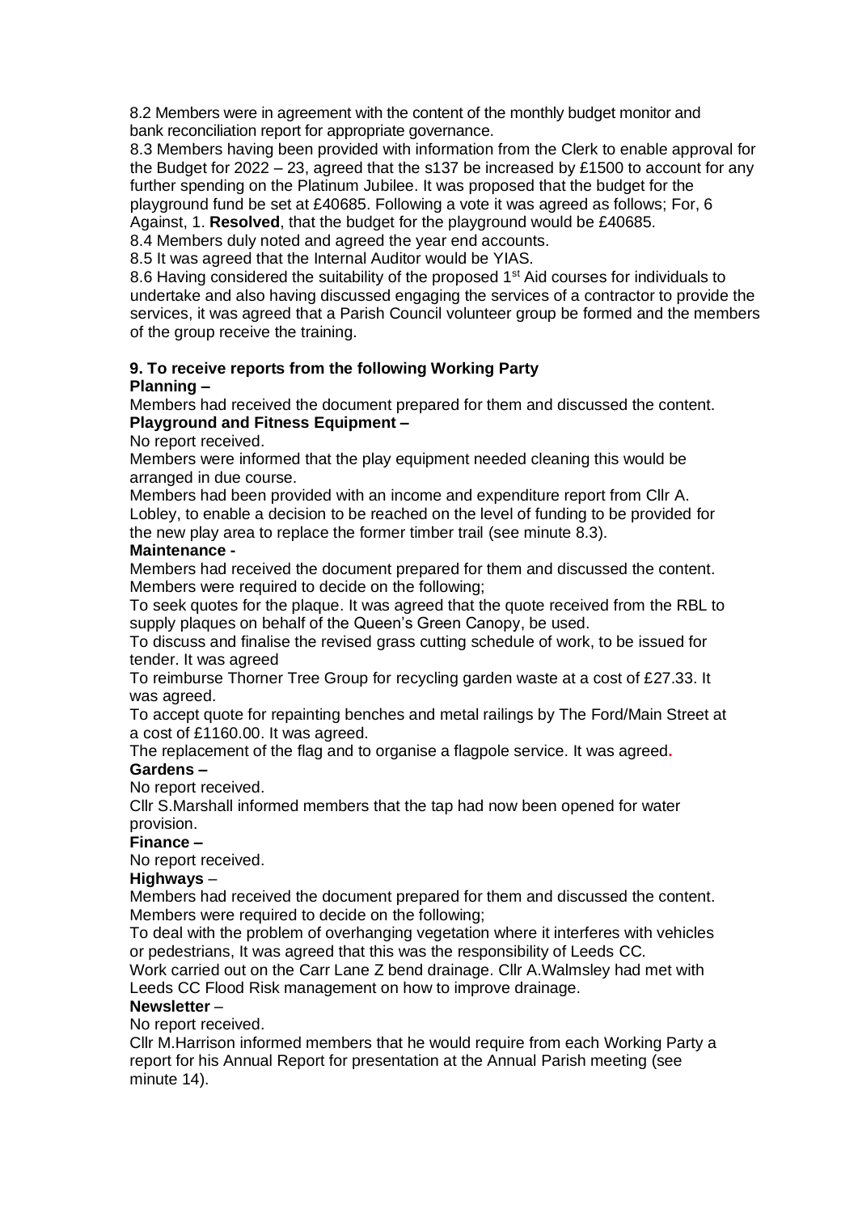8.2 Members were in agreement with the content of the monthly budget monitor and bank reconciliation report for appropriate governance.

8.3 Members having been provided with information from the Clerk to enable approval for the Budget for 2022 – 23, agreed that the s137 be increased by £1500 to account for any further spending on the Platinum Jubilee. It was proposed that the budget for the playground fund be set at £40685. Following a vote it was agreed as follows; For, 6 Against, 1. **Resolved**, that the budget for the playground would be £40685.

8.4 Members duly noted and agreed the year end accounts.

8.5 It was agreed that the Internal Auditor would be YIAS.

8.6 Having considered the suitability of the proposed 1st Aid courses for individuals to undertake and also having discussed engaging the services of a contractor to provide the services, it was agreed that a Parish Council volunteer group be formed and the members of the group receive the training.

**9. To receive reports from the following Working Party**

**Planning –**

Members had received the document prepared for them and discussed the content.

**Playground and Fitness Equipment –**

No report received.

Members were informed that the play equipment needed cleaning this would be arranged in due course.

Members had been provided with an income and expenditure report from Cllr A. Lobley, to enable a decision to be reached on the level of funding to be provided for the new play area to replace the former timber trail (see minute 8.3).

**Maintenance -**

Members had received the document prepared for them and discussed the content. Members were required to decide on the following;

To seek quotes for the plaque. It was agreed that the quote received from the RBL to supply plaques on behalf of the Queen's Green Canopy, be used.

To discuss and finalise the revised grass cutting schedule of work, to be issued for tender. It was agreed

To reimburse Thorner Tree Group for recycling garden waste at a cost of £27.33. It was agreed.

To accept quote for repainting benches and metal railings by The Ford/Main Street at a cost of £1160.00. It was agreed.

The replacement of the flag and to organise a flagpole service. It was agreed.

**Gardens –**

No report received.

Cllr S.Marshall informed members that the tap had now been opened for water provision.

**Finance –**

No report received.

**Highways** –

Members had received the document prepared for them and discussed the content. Members were required to decide on the following;

To deal with the problem of overhanging vegetation where it interferes with vehicles or pedestrians, It was agreed that this was the responsibility of Leeds CC.

Work carried out on the Carr Lane Z bend drainage. Cllr A.Walmsley had met with Leeds CC Flood Risk management on how to improve drainage.

**Newsletter** –

No report received.

Cllr M.Harrison informed members that he would require from each Working Party a report for his Annual Report for presentation at the Annual Parish meeting (see minute 14).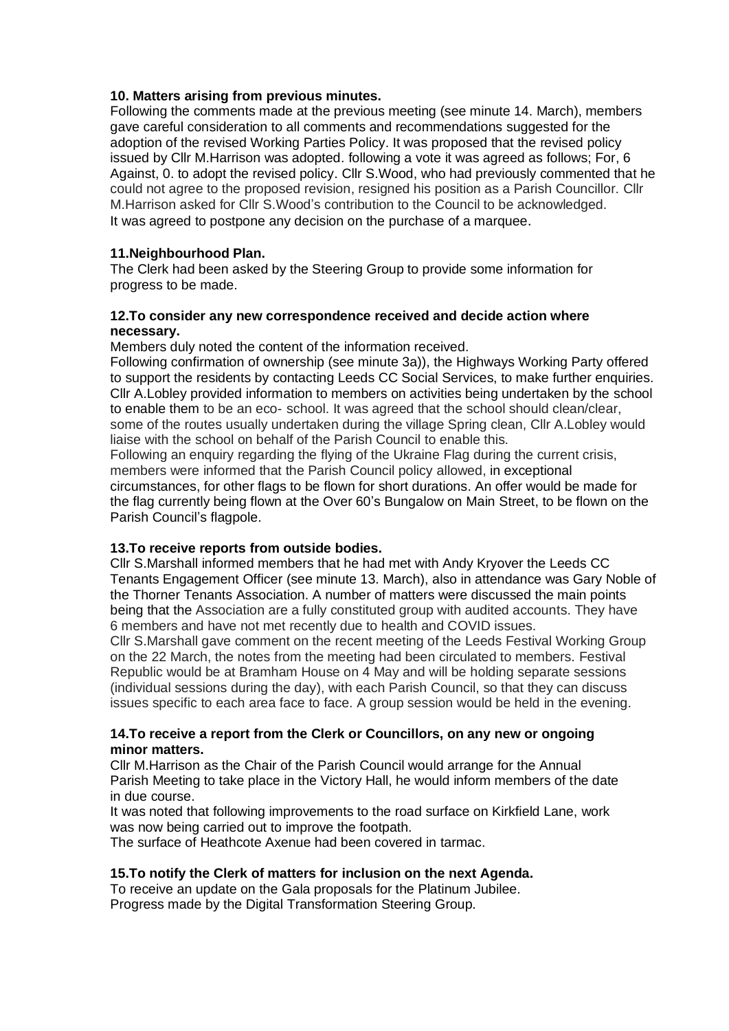**10. Matters arising from previous minutes.**

Following the comments made at the previous meeting (see minute 14. March), members gave careful consideration to all comments and recommendations suggested for the adoption of the revised Working Parties Policy. It was proposed that the revised policy issued by Cllr M.Harrison was adopted. following a vote it was agreed as follows; For, 6 Against, 0. to adopt the revised policy. Cllr S.Wood, who had previously commented that he could not agree to the proposed revision, resigned his position as a Parish Councillor. Cllr M.Harrison asked for Cllr S.Wood's contribution to the Council to be acknowledged. It was agreed to postpone any decision on the purchase of a marquee.

**11.Neighbourhood Plan.**

The Clerk had been asked by the Steering Group to provide some information for progress to be made.

**12.To consider any new correspondence received and decide action where necessary.**

Members duly noted the content of the information received.

Following confirmation of ownership (see minute 3a)), the Highways Working Party offered to support the residents by contacting Leeds CC Social Services, to make further enquiries. Cllr A.Lobley provided information to members on activities being undertaken by the school to enable them to be an eco- school. It was agreed that the school should clean/clear, some of the routes usually undertaken during the village Spring clean, Cllr A.Lobley would liaise with the school on behalf of the Parish Council to enable this.

Following an enquiry regarding the flying of the Ukraine Flag during the current crisis, members were informed that the Parish Council policy allowed, in exceptional circumstances, for other flags to be flown for short durations. An offer would be made for the flag currently being flown at the Over 60's Bungalow on Main Street, to be flown on the Parish Council's flagpole.

**13.To receive reports from outside bodies.**

Cllr S.Marshall informed members that he had met with Andy Kryover the Leeds CC Tenants Engagement Officer (see minute 13. March), also in attendance was Gary Noble of the Thorner Tenants Association. A number of matters were discussed the main points being that the Association are a fully constituted group with audited accounts. They have 6 members and have not met recently due to health and COVID issues.

Cllr S.Marshall gave comment on the recent meeting of the Leeds Festival Working Group on the 22 March, the notes from the meeting had been circulated to members. Festival Republic would be at Bramham House on 4 May and will be holding separate sessions (individual sessions during the day), with each Parish Council, so that they can discuss issues specific to each area face to face. A group session would be held in the evening.

**14.To receive a report from the Clerk or Councillors, on any new or ongoing minor matters.**

Cllr M.Harrison as the Chair of the Parish Council would arrange for the Annual Parish Meeting to take place in the Victory Hall, he would inform members of the date in due course.

It was noted that following improvements to the road surface on Kirkfield Lane, work was now being carried out to improve the footpath.

The surface of Heathcote Axenue had been covered in tarmac.

**15.To notify the Clerk of matters for inclusion on the next Agenda.**

To receive an update on the Gala proposals for the Platinum Jubilee.

Progress made by the Digital Transformation Steering Group.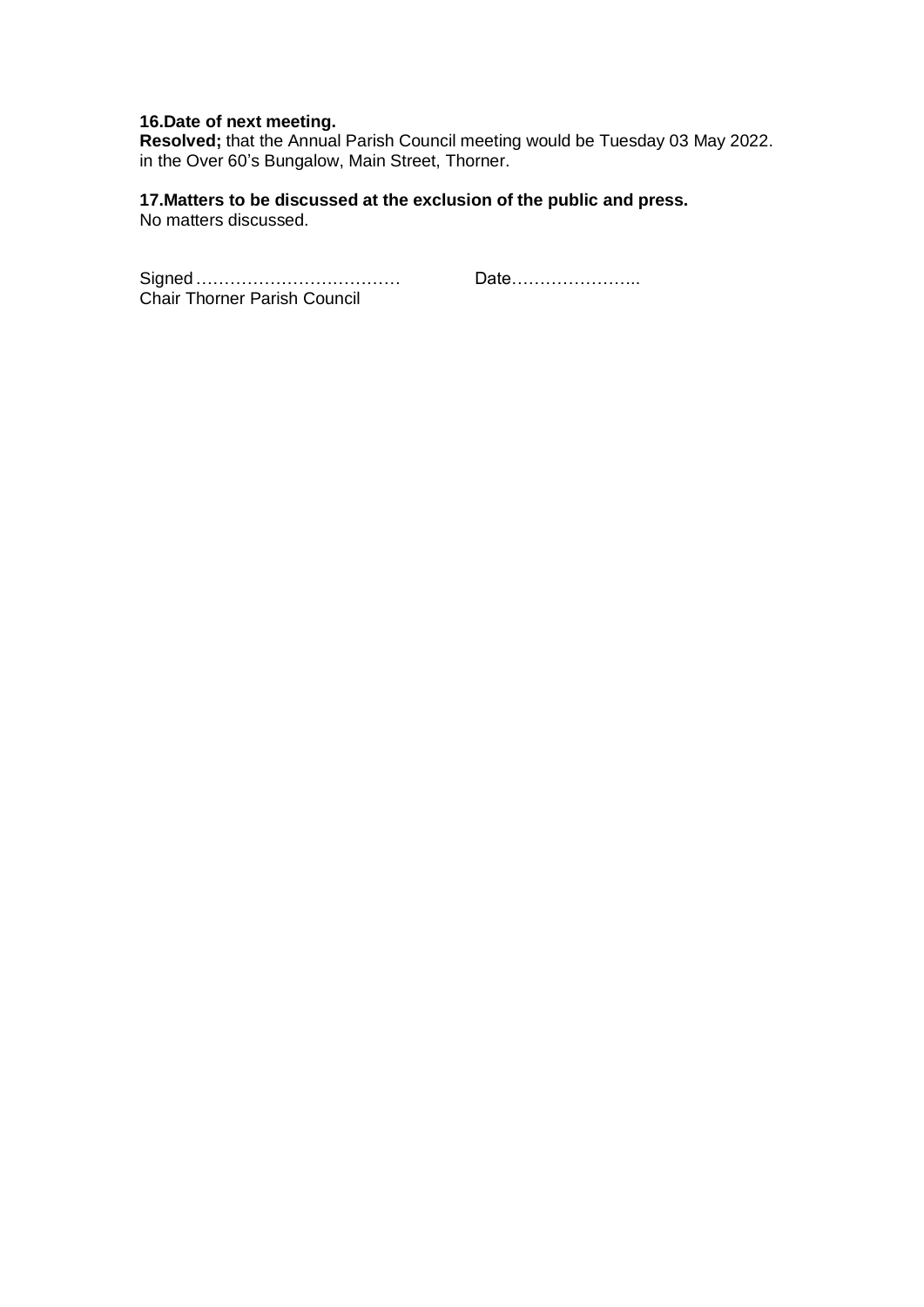**16.Date of next meeting.**
**Resolved;** that the Annual Parish Council meeting would be Tuesday 03 May 2022. in the Over 60's Bungalow, Main Street, Thorner.

**17.Matters to be discussed at the exclusion of the public and press.**
No matters discussed.

Signed……………………………… Date…………………..
Chair Thorner Parish Council